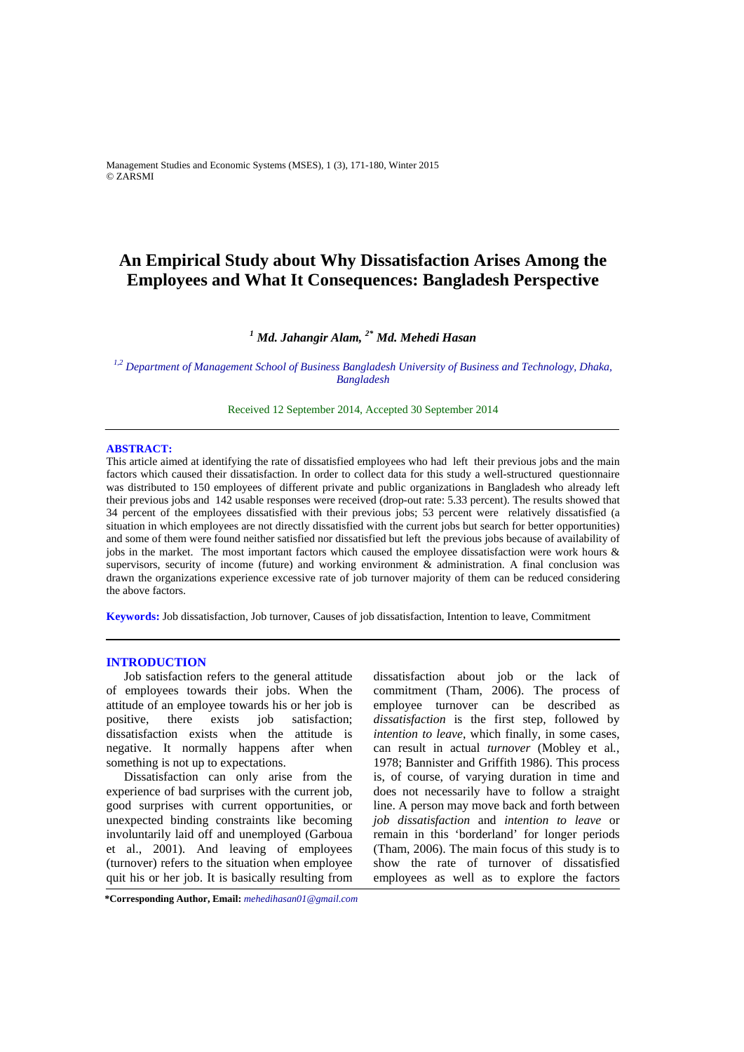# An Empirical Study about Why Dissatisfaction Arises Among the Employees and What It Consequences: Bangladesh Perspective

***[1] Md. Jahangir Alam, [2*] Md. Mehedi Hasan***

*[1,2] Department of Management School of Business Bangladesh University of Business and Technology, Dhaka, Bangladesh*

Received 12 September 2014, Accepted 30 September 2014

---

**ABSTRACT:**

This article aimed at identifying the rate of dissatisfied employees who had left their previous jobs and the main factors which caused their dissatisfaction. In order to collect data for this study a well-structured questionnaire was distributed to 150 employees of different private and public organizations in Bangladesh who already left their previous jobs and 142 usable responses were received (drop-out rate: 5.33 percent). The results showed that 34 percent of the employees dissatisfied with their previous jobs; 53 percent were relatively dissatisfied (a situation in which employees are not directly dissatisfied with the current jobs but search for better opportunities) and some of them were found neither satisfied nor dissatisfied but left the previous jobs because of availability of jobs in the market. The most important factors which caused the employee dissatisfaction were work hours & supervisors, security of income (future) and working environment & administration. A final conclusion was drawn the organizations experience excessive rate of job turnover majority of them can be reduced considering the above factors.

**Keywords:** Job dissatisfaction, Job turnover, Causes of job dissatisfaction, Intention to leave, Commitment

---

## INTRODUCTION

Job satisfaction refers to the general attitude of employees towards their jobs. When the attitude of an employee towards his or her job is positive, there exists job satisfaction; dissatisfaction exists when the attitude is negative. It normally happens after when something is not up to expectations.

Dissatisfaction can only arise from the experience of bad surprises with the current job, good surprises with current opportunities, or unexpected binding constraints like becoming involuntarily laid off and unemployed (Garboua et al., 2001). And leaving of employees (turnover) refers to the situation when employee quit his or her job. It is basically resulting from dissatisfaction about job or the lack of commitment (Tham, 2006). The process of employee turnover can be described as *dissatisfaction* is the first step, followed by *intention to leave*, which finally, in some cases, can result in actual *turnover* (Mobley et al., 1978; Bannister and Griffith 1986). This process is, of course, of varying duration in time and does not necessarily have to follow a straight line. A person may move back and forth between *job dissatisfaction* and *intention to leave* or remain in this 'borderland' for longer periods (Tham, 2006). The main focus of this study is to show the rate of turnover of dissatisfied employees as well as to explore the factors

**\*Corresponding Author, Email:** *mehedihasan01@gmail.com*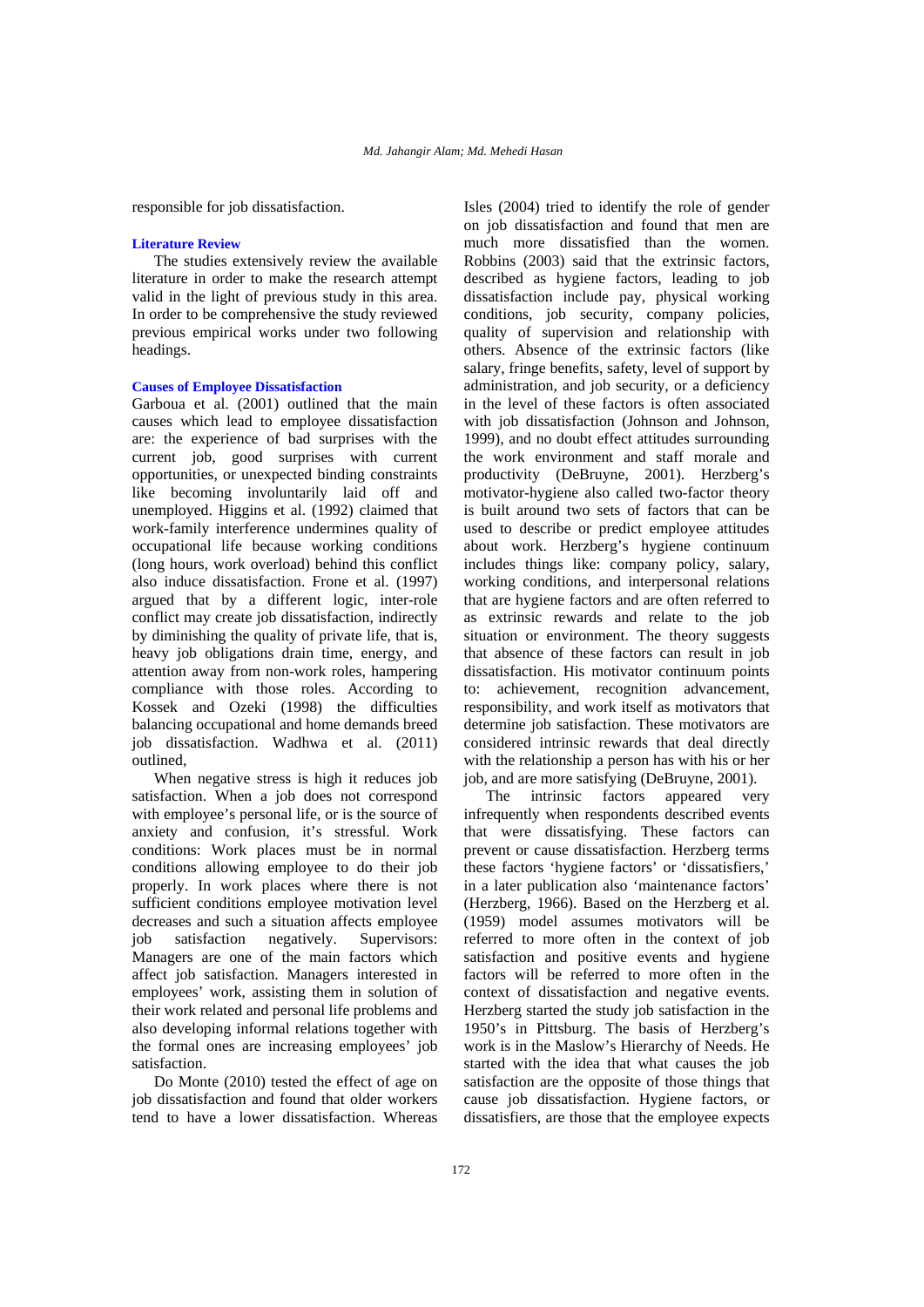responsible for job dissatisfaction.

## Literature Review

The studies extensively review the available literature in order to make the research attempt valid in the light of previous study in this area. In order to be comprehensive the study reviewed previous empirical works under two following headings.

### Causes of Employee Dissatisfaction

Garboua et al. (2001) outlined that the main causes which lead to employee dissatisfaction are: the experience of bad surprises with the current job, good surprises with current opportunities, or unexpected binding constraints like becoming involuntarily laid off and unemployed. Higgins et al. (1992) claimed that work-family interference undermines quality of occupational life because working conditions (long hours, work overload) behind this conflict also induce dissatisfaction. Frone et al. (1997) argued that by a different logic, inter-role conflict may create job dissatisfaction, indirectly by diminishing the quality of private life, that is, heavy job obligations drain time, energy, and attention away from non-work roles, hampering compliance with those roles. According to Kossek and Ozeki (1998) the difficulties balancing occupational and home demands breed job dissatisfaction. Wadhwa et al. (2011) outlined,

When negative stress is high it reduces job satisfaction. When a job does not correspond with employee's personal life, or is the source of anxiety and confusion, it's stressful. Work conditions: Work places must be in normal conditions allowing employee to do their job properly. In work places where there is not sufficient conditions employee motivation level decreases and such a situation affects employee job satisfaction negatively. Supervisors: Managers are one of the main factors which affect job satisfaction. Managers interested in employees' work, assisting them in solution of their work related and personal life problems and also developing informal relations together with the formal ones are increasing employees' job satisfaction.

Do Monte (2010) tested the effect of age on job dissatisfaction and found that older workers tend to have a lower dissatisfaction. Whereas Isles (2004) tried to identify the role of gender on job dissatisfaction and found that men are much more dissatisfied than the women. Robbins (2003) said that the extrinsic factors, described as hygiene factors, leading to job dissatisfaction include pay, physical working conditions, job security, company policies, quality of supervision and relationship with others. Absence of the extrinsic factors (like salary, fringe benefits, safety, level of support by administration, and job security, or a deficiency in the level of these factors is often associated with job dissatisfaction (Johnson and Johnson, 1999), and no doubt effect attitudes surrounding the work environment and staff morale and productivity (DeBruyne, 2001). Herzberg's motivator-hygiene also called two-factor theory is built around two sets of factors that can be used to describe or predict employee attitudes about work. Herzberg's hygiene continuum includes things like: company policy, salary, working conditions, and interpersonal relations that are hygiene factors and are often referred to as extrinsic rewards and relate to the job situation or environment. The theory suggests that absence of these factors can result in job dissatisfaction. His motivator continuum points to: achievement, recognition advancement, responsibility, and work itself as motivators that determine job satisfaction. These motivators are considered intrinsic rewards that deal directly with the relationship a person has with his or her job, and are more satisfying (DeBruyne, 2001).

The intrinsic factors appeared very infrequently when respondents described events that were dissatisfying. These factors can prevent or cause dissatisfaction. Herzberg terms these factors 'hygiene factors' or 'dissatisfiers,' in a later publication also 'maintenance factors' (Herzberg, 1966). Based on the Herzberg et al. (1959) model assumes motivators will be referred to more often in the context of job satisfaction and positive events and hygiene factors will be referred to more often in the context of dissatisfaction and negative events. Herzberg started the study job satisfaction in the 1950's in Pittsburg. The basis of Herzberg's work is in the Maslow's Hierarchy of Needs. He started with the idea that what causes the job satisfaction are the opposite of those things that cause job dissatisfaction. Hygiene factors, or dissatisfiers, are those that the employee expects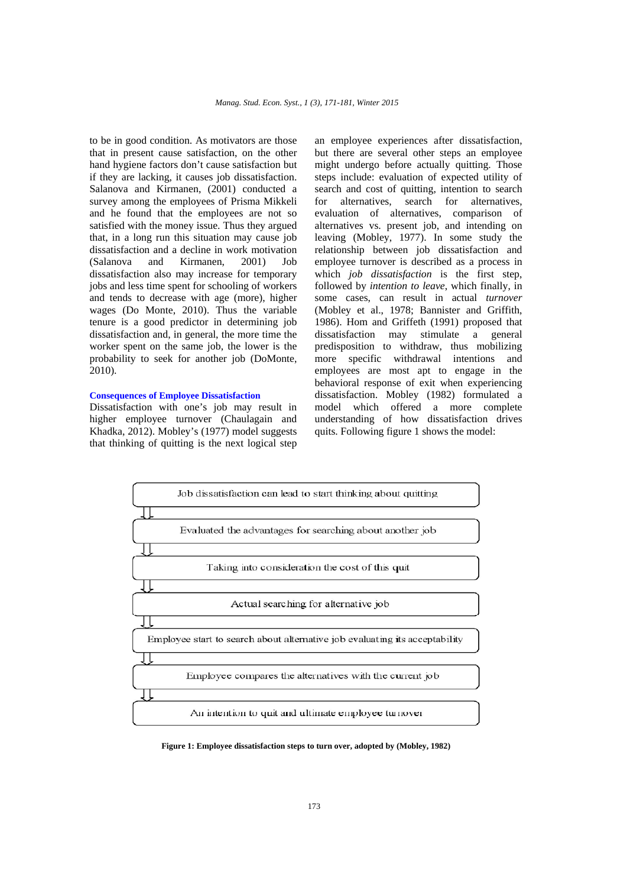to be in good condition. As motivators are those that in present cause satisfaction, on the other hand hygiene factors don't cause satisfaction but if they are lacking, it causes job dissatisfaction. Salanova and Kirmanen, (2001) conducted a survey among the employees of Prisma Mikkeli and he found that the employees are not so satisfied with the money issue. Thus they argued that, in a long run this situation may cause job dissatisfaction and a decline in work motivation (Salanova and Kirmanen, 2001) Job dissatisfaction also may increase for temporary jobs and less time spent for schooling of workers and tends to decrease with age (more), higher wages (Do Monte, 2010). Thus the variable tenure is a good predictor in determining job dissatisfaction and, in general, the more time the worker spent on the same job, the lower is the probability to seek for another job (DoMonte, 2010).

### Consequences of Employee Dissatisfaction

Dissatisfaction with one's job may result in higher employee turnover (Chaulagain and Khadka, 2012). Mobley's (1977) model suggests that thinking of quitting is the next logical step an employee experiences after dissatisfaction, but there are several other steps an employee might undergo before actually quitting. Those steps include: evaluation of expected utility of search and cost of quitting, intention to search for alternatives, search for alternatives, evaluation of alternatives, comparison of alternatives vs. present job, and intending on leaving (Mobley, 1977). In some study the relationship between job dissatisfaction and employee turnover is described as a process in which *job dissatisfaction* is the first step, followed by *intention to leave*, which finally, in some cases, can result in actual *turnover* (Mobley et al., 1978; Bannister and Griffith, 1986). Hom and Griffeth (1991) proposed that dissatisfaction may stimulate a general predisposition to withdraw, thus mobilizing more specific withdrawal intentions and employees are most apt to engage in the behavioral response of exit when experiencing dissatisfaction. Mobley (1982) formulated a model which offered a more complete understanding of how dissatisfaction drives quits. Following figure 1 shows the model:

Job dissatisfaction can lead to start thinking about quitting
⇓
Evaluated the advantages for searching about another job
⇓
Taking into consideration the cost of this quit
⇓
Actual searching for alternative job
⇓
Employee start to search about alternative job evaluating its acceptability
⇓
Employee compares the alternatives with the current job
⇓
An intention to quit and ultimate employee turnover

**Figure 1: Employee dissatisfaction steps to turn over, adopted by (Mobley, 1982)**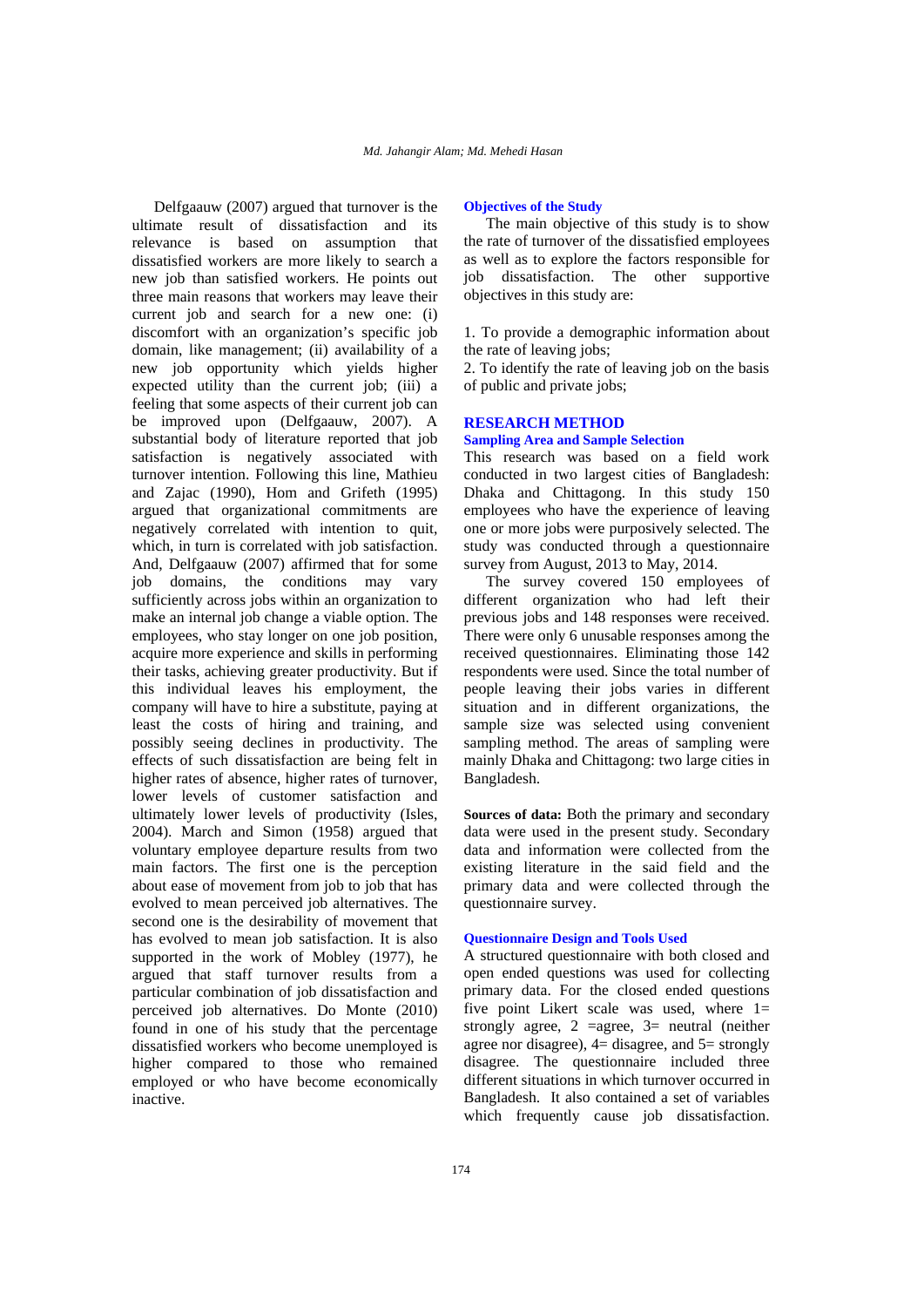Delfgaauw (2007) argued that turnover is the ultimate result of dissatisfaction and its relevance is based on assumption that dissatisfied workers are more likely to search a new job than satisfied workers. He points out three main reasons that workers may leave their current job and search for a new one: (i) discomfort with an organization's specific job domain, like management; (ii) availability of a new job opportunity which yields higher expected utility than the current job; (iii) a feeling that some aspects of their current job can be improved upon (Delfgaauw, 2007). A substantial body of literature reported that job satisfaction is negatively associated with turnover intention. Following this line, Mathieu and Zajac (1990), Hom and Grifeth (1995) argued that organizational commitments are negatively correlated with intention to quit, which, in turn is correlated with job satisfaction. And, Delfgaauw (2007) affirmed that for some job domains, the conditions may vary sufficiently across jobs within an organization to make an internal job change a viable option. The employees, who stay longer on one job position, acquire more experience and skills in performing their tasks, achieving greater productivity. But if this individual leaves his employment, the company will have to hire a substitute, paying at least the costs of hiring and training, and possibly seeing declines in productivity. The effects of such dissatisfaction are being felt in higher rates of absence, higher rates of turnover, lower levels of customer satisfaction and ultimately lower levels of productivity (Isles, 2004). March and Simon (1958) argued that voluntary employee departure results from two main factors. The first one is the perception about ease of movement from job to job that has evolved to mean perceived job alternatives. The second one is the desirability of movement that has evolved to mean job satisfaction. It is also supported in the work of Mobley (1977), he argued that staff turnover results from a particular combination of job dissatisfaction and perceived job alternatives. Do Monte (2010) found in one of his study that the percentage dissatisfied workers who become unemployed is higher compared to those who remained employed or who have become economically inactive.

### Objectives of the Study

The main objective of this study is to show the rate of turnover of the dissatisfied employees as well as to explore the factors responsible for job dissatisfaction. The other supportive objectives in this study are:

1. To provide a demographic information about the rate of leaving jobs;
2. To identify the rate of leaving job on the basis of public and private jobs;

## RESEARCH METHOD

### Sampling Area and Sample Selection

This research was based on a field work conducted in two largest cities of Bangladesh: Dhaka and Chittagong. In this study 150 employees who have the experience of leaving one or more jobs were purposively selected. The study was conducted through a questionnaire survey from August, 2013 to May, 2014.

The survey covered 150 employees of different organization who had left their previous jobs and 148 responses were received. There were only 6 unusable responses among the received questionnaires. Eliminating those 142 respondents were used. Since the total number of people leaving their jobs varies in different situation and in different organizations, the sample size was selected using convenient sampling method. The areas of sampling were mainly Dhaka and Chittagong: two large cities in Bangladesh.

**Sources of data:** Both the primary and secondary data were used in the present study. Secondary data and information were collected from the existing literature in the said field and the primary data and were collected through the questionnaire survey.

### Questionnaire Design and Tools Used

A structured questionnaire with both closed and open ended questions was used for collecting primary data. For the closed ended questions five point Likert scale was used, where 1= strongly agree, 2 =agree, 3= neutral (neither agree nor disagree), 4= disagree, and 5= strongly disagree. The questionnaire included three different situations in which turnover occurred in Bangladesh. It also contained a set of variables which frequently cause job dissatisfaction.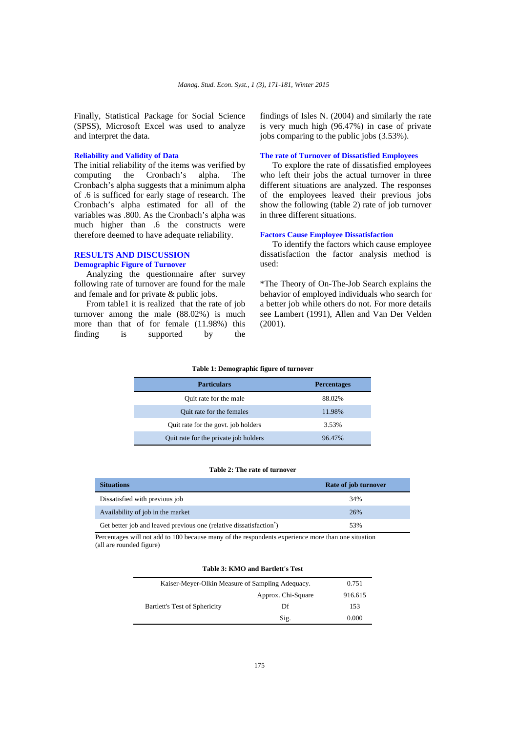Finally, Statistical Package for Social Science (SPSS), Microsoft Excel was used to analyze and interpret the data.

### Reliability and Validity of Data

The initial reliability of the items was verified by computing the Cronbach's alpha. The Cronbach's alpha suggests that a minimum alpha of .6 is sufficed for early stage of research. The Cronbach's alpha estimated for all of the variables was .800. As the Cronbach's alpha was much higher than .6 the constructs were therefore deemed to have adequate reliability.

## RESULTS AND DISCUSSION

### Demographic Figure of Turnover

Analyzing the questionnaire after survey following rate of turnover are found for the male and female and for private & public jobs.

From table1 it is realized that the rate of job turnover among the male (88.02%) is much more than that of for female (11.98%) this finding is supported by the findings of Isles N. (2004) and similarly the rate is very much high (96.47%) in case of private jobs comparing to the public jobs (3.53%).

### The rate of Turnover of Dissatisfied Employees

To explore the rate of dissatisfied employees who left their jobs the actual turnover in three different situations are analyzed. The responses of the employees leaved their previous jobs show the following (table 2) rate of job turnover in three different situations.

### Factors Cause Employee Dissatisfaction

To identify the factors which cause employee dissatisfaction the factor analysis method is used:

*The Theory of On-The-Job Search explains the behavior of employed individuals who search for a better job while others do not. For more details see Lambert (1991), Allen and Van Der Velden (2001).

**Table 1: Demographic figure of turnover**

| Particulars | Percentages |
|---|---|
| Quit rate for the male | 88.02% |
| Quit rate for the females | 11.98% |
| Quit rate for the govt. job holders | 3.53% |
| Quit rate for the private job holders | 96.47% |

**Table 2: The rate of turnover**

| Situations | Rate of job turnover |
|---|---|
| Dissatisfied with previous job | 34% |
| Availability of job in the market | 26% |
| Get better job and leaved previous one (relative dissatisfaction*) | 53% |

Percentages will not add to 100 because many of the respondents experience more than one situation (all are rounded figure)

**Table 3: KMO and Bartlett's Test**

| | | |
|---|---|---|
| Kaiser-Meyer-Olkin Measure of Sampling Adequacy. | | 0.751 |
| Bartlett's Test of Sphericity | Approx. Chi-Square | 916.615 |
| | Df | 153 |
| | Sig. | 0.000 |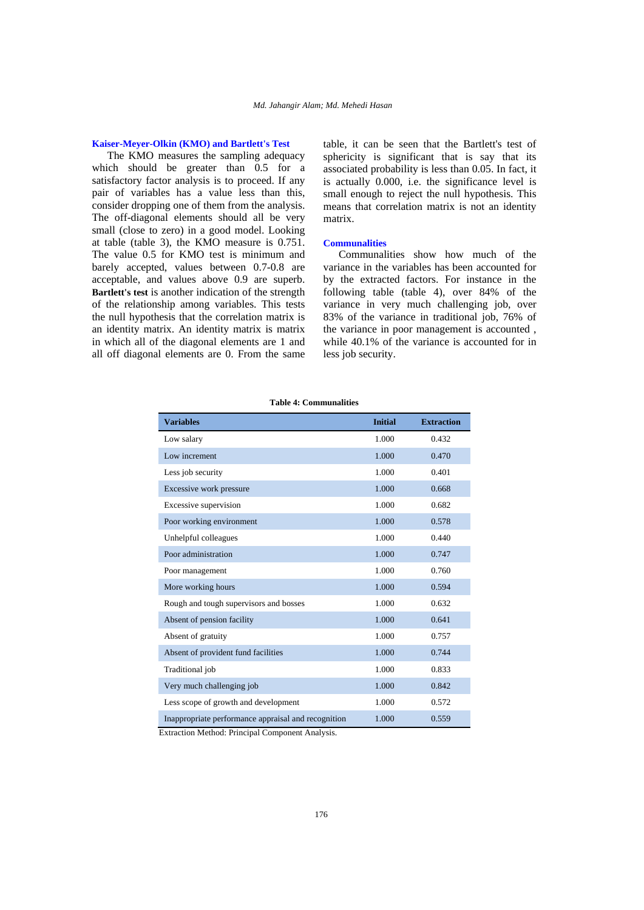### Kaiser-Meyer-Olkin (KMO) and Bartlett's Test

The KMO measures the sampling adequacy which should be greater than 0.5 for a satisfactory factor analysis is to proceed. If any pair of variables has a value less than this, consider dropping one of them from the analysis. The off-diagonal elements should all be very small (close to zero) in a good model. Looking at table (table 3), the KMO measure is 0.751. The value 0.5 for KMO test is minimum and barely accepted, values between 0.7-0.8 are acceptable, and values above 0.9 are superb. **Bartlett's test** is another indication of the strength of the relationship among variables. This tests the null hypothesis that the correlation matrix is an identity matrix. An identity matrix is matrix in which all of the diagonal elements are 1 and all off diagonal elements are 0. From the same table, it can be seen that the Bartlett's test of sphericity is significant that is say that its associated probability is less than 0.05. In fact, it is actually 0.000, i.e. the significance level is small enough to reject the null hypothesis. This means that correlation matrix is not an identity matrix.

### Communalities

Communalities show how much of the variance in the variables has been accounted for by the extracted factors. For instance in the following table (table 4), over 84% of the variance in very much challenging job, over 83% of the variance in traditional job, 76% of the variance in poor management is accounted , while 40.1% of the variance is accounted for in less job security.

**Table 4: Communalities**

| Variables | Initial | Extraction |
|---|---|---|
| Low salary | 1.000 | 0.432 |
| Low increment | 1.000 | 0.470 |
| Less job security | 1.000 | 0.401 |
| Excessive work pressure | 1.000 | 0.668 |
| Excessive supervision | 1.000 | 0.682 |
| Poor working environment | 1.000 | 0.578 |
| Unhelpful colleagues | 1.000 | 0.440 |
| Poor administration | 1.000 | 0.747 |
| Poor management | 1.000 | 0.760 |
| More working hours | 1.000 | 0.594 |
| Rough and tough supervisors and bosses | 1.000 | 0.632 |
| Absent of pension facility | 1.000 | 0.641 |
| Absent of gratuity | 1.000 | 0.757 |
| Absent of provident fund facilities | 1.000 | 0.744 |
| Traditional job | 1.000 | 0.833 |
| Very much challenging job | 1.000 | 0.842 |
| Less scope of growth and development | 1.000 | 0.572 |
| Inappropriate performance appraisal and recognition | 1.000 | 0.559 |

Extraction Method: Principal Component Analysis.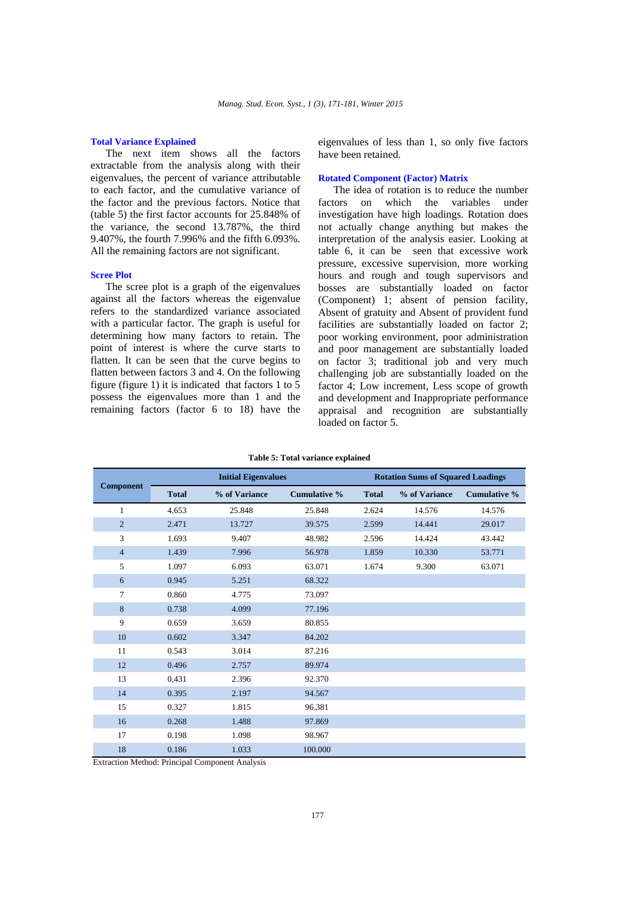### Total Variance Explained

The next item shows all the factors extractable from the analysis along with their eigenvalues, the percent of variance attributable to each factor, and the cumulative variance of the factor and the previous factors. Notice that (table 5) the first factor accounts for 25.848% of the variance, the second 13.787%, the third 9.407%, the fourth 7.996% and the fifth 6.093%. All the remaining factors are not significant.

### Scree Plot

The scree plot is a graph of the eigenvalues against all the factors whereas the eigenvalue refers to the standardized variance associated with a particular factor. The graph is useful for determining how many factors to retain. The point of interest is where the curve starts to flatten. It can be seen that the curve begins to flatten between factors 3 and 4. On the following figure (figure 1) it is indicated that factors 1 to 5 possess the eigenvalues more than 1 and the remaining factors (factor 6 to 18) have the eigenvalues of less than 1, so only five factors have been retained.

### Rotated Component (Factor) Matrix

The idea of rotation is to reduce the number factors on which the variables under investigation have high loadings. Rotation does not actually change anything but makes the interpretation of the analysis easier. Looking at table 6, it can be seen that excessive work pressure, excessive supervision, more working hours and rough and tough supervisors and bosses are substantially loaded on factor (Component) 1; absent of pension facility, Absent of gratuity and Absent of provident fund facilities are substantially loaded on factor 2; poor working environment, poor administration and poor management are substantially loaded on factor 3; traditional job and very much challenging job are substantially loaded on the factor 4; Low increment, Less scope of growth and development and Inappropriate performance appraisal and recognition are substantially loaded on factor 5.

**Table 5: Total variance explained**

| Component | Initial Eigenvalues | | | Rotation Sums of Squared Loadings | | |
|---|---|---|---|---|---|---|
| | Total | % of Variance | Cumulative % | Total | % of Variance | Cumulative % |
| 1 | 4.653 | 25.848 | 25.848 | 2.624 | 14.576 | 14.576 |
| 2 | 2.471 | 13.727 | 39.575 | 2.599 | 14.441 | 29.017 |
| 3 | 1.693 | 9.407 | 48.982 | 2.596 | 14.424 | 43.442 |
| 4 | 1.439 | 7.996 | 56.978 | 1.859 | 10.330 | 53.771 |
| 5 | 1.097 | 6.093 | 63.071 | 1.674 | 9.300 | 63.071 |
| 6 | 0.945 | 5.251 | 68.322 | | | |
| 7 | 0.860 | 4.775 | 73.097 | | | |
| 8 | 0.738 | 4.099 | 77.196 | | | |
| 9 | 0.659 | 3.659 | 80.855 | | | |
| 10 | 0.602 | 3.347 | 84.202 | | | |
| 11 | 0.543 | 3.014 | 87.216 | | | |
| 12 | 0.496 | 2.757 | 89.974 | | | |
| 13 | 0.431 | 2.396 | 92.370 | | | |
| 14 | 0.395 | 2.197 | 94.567 | | | |
| 15 | 0.327 | 1.815 | 96.381 | | | |
| 16 | 0.268 | 1.488 | 97.869 | | | |
| 17 | 0.198 | 1.098 | 98.967 | | | |
| 18 | 0.186 | 1.033 | 100.000 | | | |

Extraction Method: Principal Component Analysis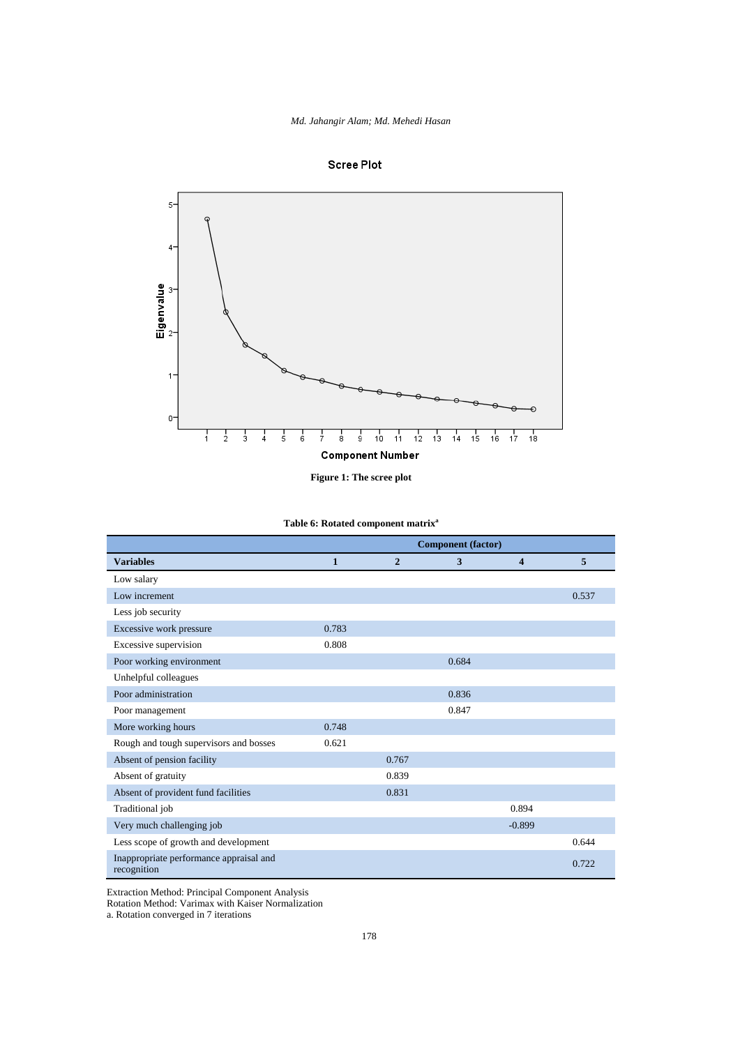Figure 1: The scree plot

**Table 6: Rotated component matrix[a]**

| Variables | Component (factor) 1 | 2 | 3 | 4 | 5 |
|---|---|---|---|---|---|
| Low salary | | | | | |
| Low increment | | | | | 0.537 |
| Less job security | | | | | |
| Excessive work pressure | 0.783 | | | | |
| Excessive supervision | 0.808 | | | | |
| Poor working environment | | | 0.684 | | |
| Unhelpful colleagues | | | | | |
| Poor administration | | | 0.836 | | |
| Poor management | | | 0.847 | | |
| More working hours | 0.748 | | | | |
| Rough and tough supervisors and bosses | 0.621 | | | | |
| Absent of pension facility | | 0.767 | | | |
| Absent of gratuity | | 0.839 | | | |
| Absent of provident fund facilities | | 0.831 | | | |
| Traditional job | | | | 0.894 | |
| Very much challenging job | | | | -0.899 | |
| Less scope of growth and development | | | | | 0.644 |
| Inappropriate performance appraisal and recognition | | | | | 0.722 |

Extraction Method: Principal Component Analysis
Rotation Method: Varimax with Kaiser Normalization
a. Rotation converged in 7 iterations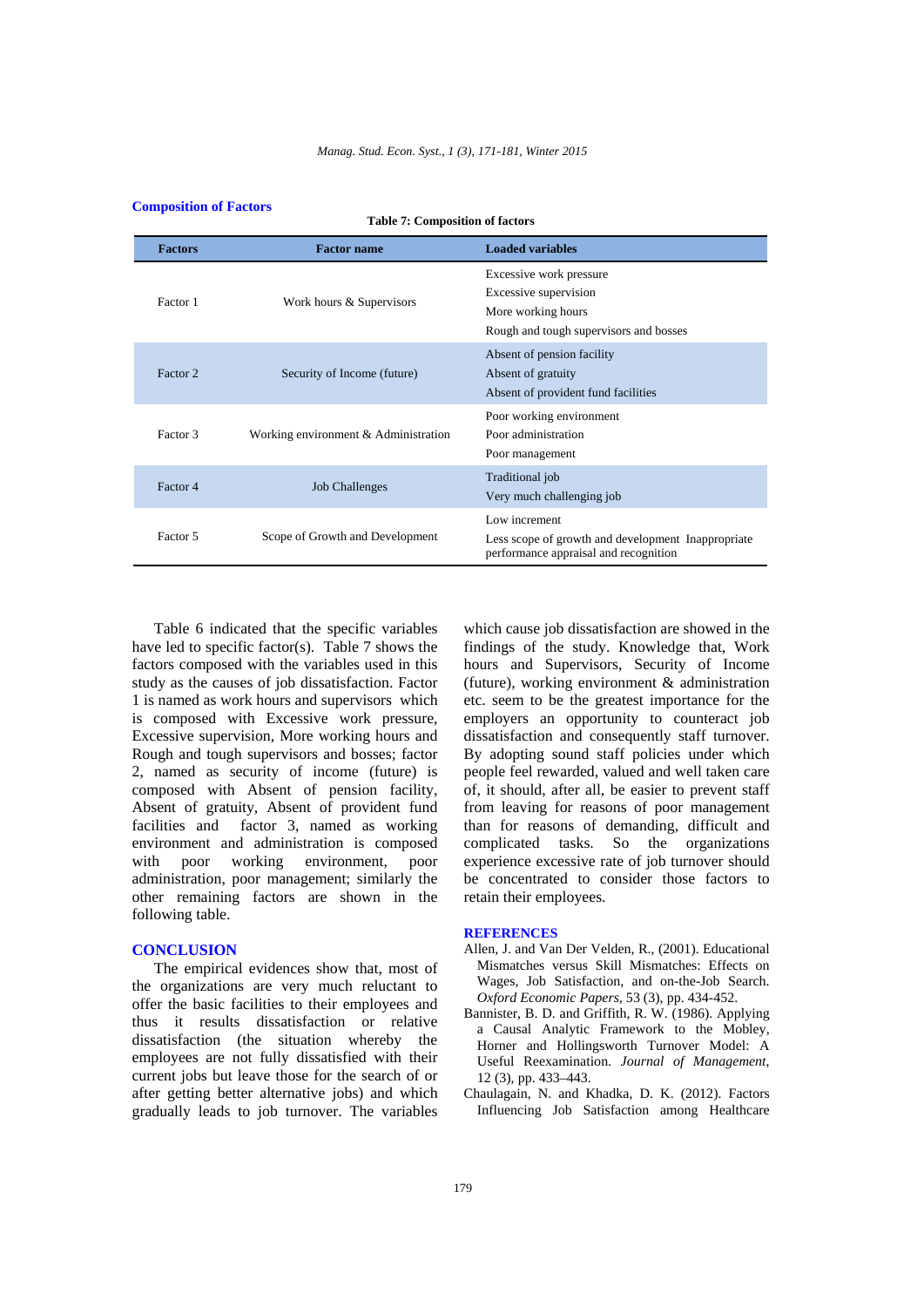## Composition of Factors

**Table 7: Composition of factors**

| Factors | Factor name | Loaded variables |
|---|---|---|
| Factor 1 | Work hours & Supervisors | Excessive work pressure<br>Excessive supervision<br>More working hours<br>Rough and tough supervisors and bosses |
| Factor 2 | Security of Income (future) | Absent of pension facility<br>Absent of gratuity<br>Absent of provident fund facilities |
| Factor 3 | Working environment & Administration | Poor working environment<br>Poor administration<br>Poor management |
| Factor 4 | Job Challenges | Traditional job<br>Very much challenging job |
| Factor 5 | Scope of Growth and Development | Low increment<br>Less scope of growth and development Inappropriate performance appraisal and recognition |

Table 6 indicated that the specific variables have led to specific factor(s). Table 7 shows the factors composed with the variables used in this study as the causes of job dissatisfaction. Factor 1 is named as work hours and supervisors which is composed with Excessive work pressure, Excessive supervision, More working hours and Rough and tough supervisors and bosses; factor 2, named as security of income (future) is composed with Absent of pension facility, Absent of gratuity, Absent of provident fund facilities and factor 3, named as working environment and administration is composed with poor working environment, poor administration, poor management; similarly the other remaining factors are shown in the following table.

## CONCLUSION

The empirical evidences show that, most of the organizations are very much reluctant to offer the basic facilities to their employees and thus it results dissatisfaction or relative dissatisfaction (the situation whereby the employees are not fully dissatisfied with their current jobs but leave those for the search of or after getting better alternative jobs) and which gradually leads to job turnover. The variables which cause job dissatisfaction are showed in the findings of the study. Knowledge that, Work hours and Supervisors, Security of Income (future), working environment & administration etc. seem to be the greatest importance for the employers an opportunity to counteract job dissatisfaction and consequently staff turnover. By adopting sound staff policies under which people feel rewarded, valued and well taken care of, it should, after all, be easier to prevent staff from leaving for reasons of poor management than for reasons of demanding, difficult and complicated tasks. So the organizations experience excessive rate of job turnover should be concentrated to consider those factors to retain their employees.

## REFERENCES

Allen, J. and Van Der Velden, R., (2001). Educational Mismatches versus Skill Mismatches: Effects on Wages, Job Satisfaction, and on-the-Job Search. *Oxford Economic Papers*, 53 (3), pp. 434-452.

Bannister, B. D. and Griffith, R. W. (1986). Applying a Causal Analytic Framework to the Mobley, Horner and Hollingsworth Turnover Model: A Useful Reexamination. *Journal of Management*, 12 (3), pp. 433–443.

Chaulagain, N. and Khadka, D. K. (2012). Factors Influencing Job Satisfaction among Healthcare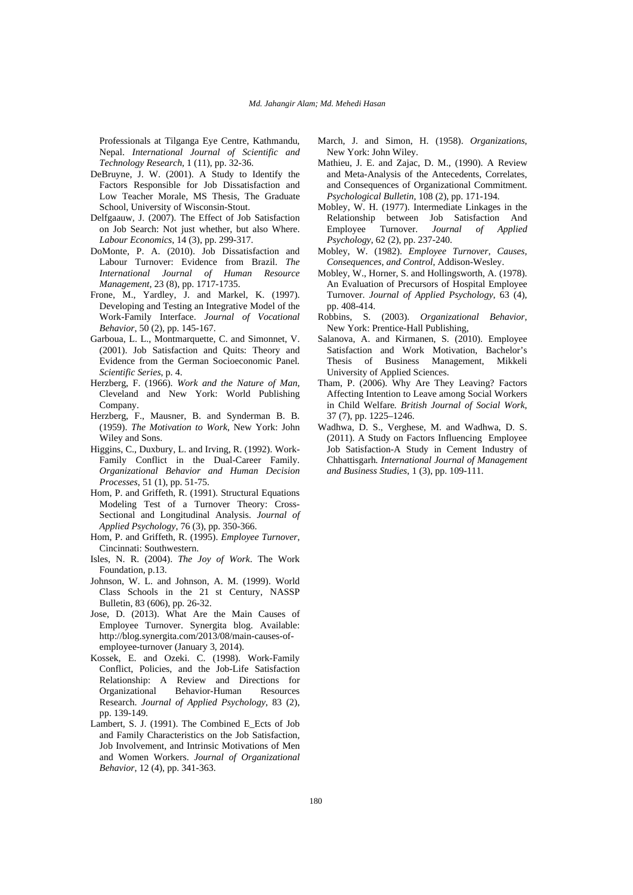Professionals at Tilganga Eye Centre, Kathmandu, Nepal. *International Journal of Scientific and Technology Research*, 1 (11), pp. 32-36.

DeBruyne, J. W. (2001). A Study to Identify the Factors Responsible for Job Dissatisfaction and Low Teacher Morale, MS Thesis, The Graduate School, University of Wisconsin-Stout.

Delfgaauw, J. (2007). The Effect of Job Satisfaction on Job Search: Not just whether, but also Where. *Labour Economics*, 14 (3), pp. 299-317.

DoMonte, P. A. (2010). Job Dissatisfaction and Labour Turnover: Evidence from Brazil. *The International Journal of Human Resource Management*, 23 (8), pp. 1717-1735.

Frone, M., Yardley, J. and Markel, K. (1997). Developing and Testing an Integrative Model of the Work-Family Interface. *Journal of Vocational Behavior*, 50 (2), pp. 145-167.

Garboua, L. L., Montmarquette, C. and Simonnet, V. (2001). Job Satisfaction and Quits: Theory and Evidence from the German Socioeconomic Panel. *Scientific Series*, p. 4.

Herzberg, F. (1966). *Work and the Nature of Man*, Cleveland and New York: World Publishing Company.

Herzberg, F., Mausner, B. and Synderman B. B. (1959). *The Motivation to Work*, New York: John Wiley and Sons.

Higgins, C., Duxbury, L. and Irving, R. (1992). Work-Family Conflict in the Dual-Career Family. *Organizational Behavior and Human Decision Processes*, 51 (1), pp. 51-75.

Hom, P. and Griffeth, R. (1991). Structural Equations Modeling Test of a Turnover Theory: Cross-Sectional and Longitudinal Analysis. *Journal of Applied Psychology*, 76 (3), pp. 350-366.

Hom, P. and Griffeth, R. (1995). *Employee Turnover*, Cincinnati: Southwestern.

Isles, N. R. (2004). *The Joy of Work*. The Work Foundation, p.13.

Johnson, W. L. and Johnson, A. M. (1999). World Class Schools in the 21 st Century, NASSP Bulletin, 83 (606), pp. 26-32.

Jose, D. (2013). What Are the Main Causes of Employee Turnover. Synergita blog. Available: http://blog.synergita.com/2013/08/main-causes-of-employee-turnover (January 3, 2014).

Kossek, E. and Ozeki. C. (1998). Work-Family Conflict, Policies, and the Job-Life Satisfaction Relationship: A Review and Directions for Organizational Behavior-Human Resources Research. *Journal of Applied Psychology*, 83 (2), pp. 139-149.

Lambert, S. J. (1991). The Combined E_Ects of Job and Family Characteristics on the Job Satisfaction, Job Involvement, and Intrinsic Motivations of Men and Women Workers. *Journal of Organizational Behavior*, 12 (4), pp. 341-363.

March, J. and Simon, H. (1958). *Organizations*, New York: John Wiley.

Mathieu, J. E. and Zajac, D. M., (1990). A Review and Meta-Analysis of the Antecedents, Correlates, and Consequences of Organizational Commitment. *Psychological Bulletin*, 108 (2), pp. 171-194.

Mobley, W. H. (1977). Intermediate Linkages in the Relationship between Job Satisfaction And Employee Turnover. *Journal of Applied Psychology*, 62 (2), pp. 237-240.

Mobley, W. (1982). *Employee Turnover, Causes, Consequences, and Control*, Addison-Wesley.

Mobley, W., Horner, S. and Hollingsworth, A. (1978). An Evaluation of Precursors of Hospital Employee Turnover. *Journal of Applied Psychology*, 63 (4), pp. 408-414.

Robbins, S. (2003). *Organizational Behavior*, New York: Prentice-Hall Publishing,

Salanova, A. and Kirmanen, S. (2010). Employee Satisfaction and Work Motivation, Bachelor's Thesis of Business Management, Mikkeli University of Applied Sciences.

Tham, P. (2006). Why Are They Leaving? Factors Affecting Intention to Leave among Social Workers in Child Welfare. *British Journal of Social Work*, 37 (7), pp. 1225–1246.

Wadhwa, D. S., Verghese, M. and Wadhwa, D. S. (2011). A Study on Factors Influencing Employee Job Satisfaction-A Study in Cement Industry of Chhattisgarh. *International Journal of Management and Business Studies*, 1 (3), pp. 109-111.